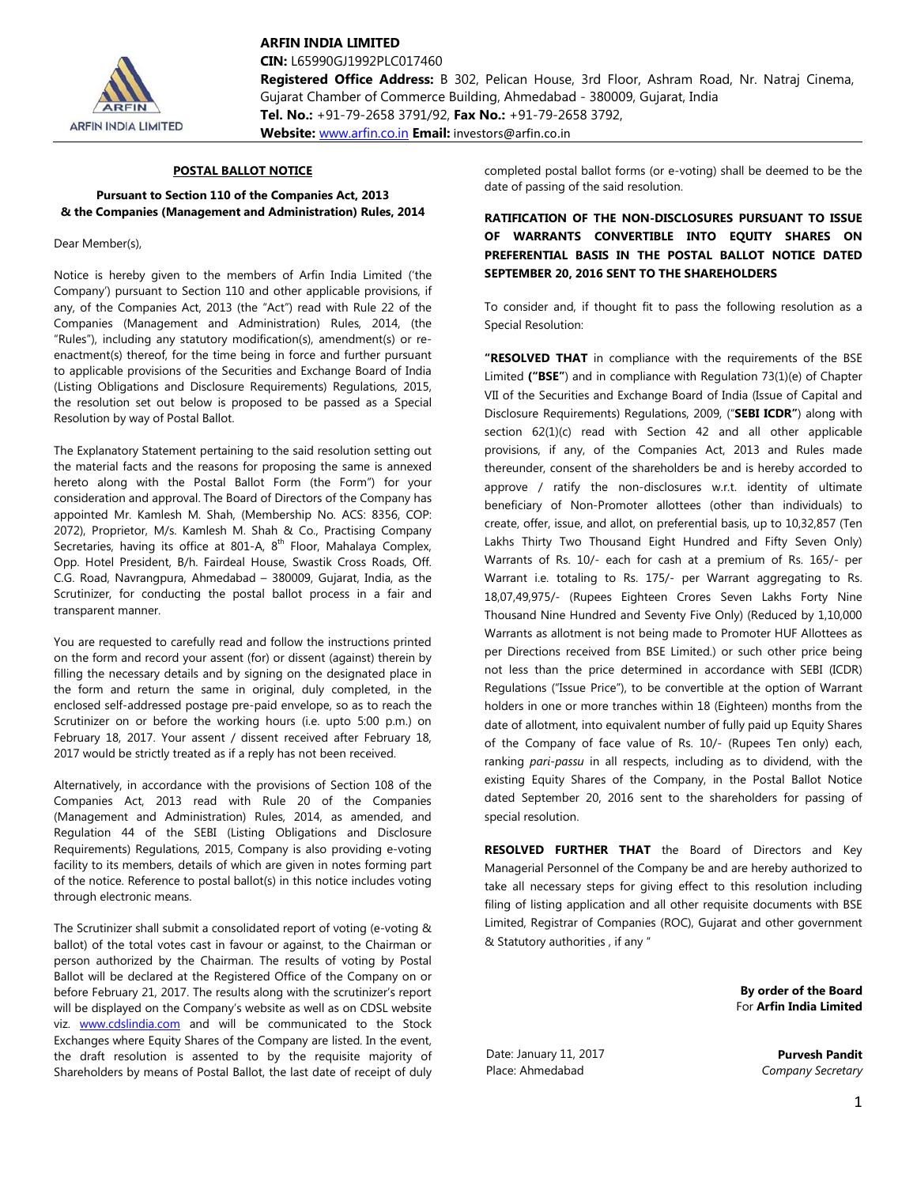**ARFIN INDIA LIMITED**
**CIN:** L65990GJ1992PLC017460
**Registered Office Address:** B 302, Pelican House, 3rd Floor, Ashram Road, Nr. Natraj Cinema, Gujarat Chamber of Commerce Building, Ahmedabad - 380009, Gujarat, India
**Tel. No.:** +91-79-2658 3791/92, **Fax No.:** +91-79-2658 3792,
**Website:** www.arfin.co.in **Email:** investors@arfin.co.in

## POSTAL BALLOT NOTICE

**Pursuant to Section 110 of the Companies Act, 2013 & the Companies (Management and Administration) Rules, 2014**

Dear Member(s),

Notice is hereby given to the members of Arfin India Limited ('the Company') pursuant to Section 110 and other applicable provisions, if any, of the Companies Act, 2013 (the "Act") read with Rule 22 of the Companies (Management and Administration) Rules, 2014, (the "Rules"), including any statutory modification(s), amendment(s) or re-enactment(s) thereof, for the time being in force and further pursuant to applicable provisions of the Securities and Exchange Board of India (Listing Obligations and Disclosure Requirements) Regulations, 2015, the resolution set out below is proposed to be passed as a Special Resolution by way of Postal Ballot.

The Explanatory Statement pertaining to the said resolution setting out the material facts and the reasons for proposing the same is annexed hereto along with the Postal Ballot Form (the Form") for your consideration and approval. The Board of Directors of the Company has appointed Mr. Kamlesh M. Shah, (Membership No. ACS: 8356, COP: 2072), Proprietor, M/s. Kamlesh M. Shah & Co., Practising Company Secretaries, having its office at 801-A, 8th Floor, Mahalaya Complex, Opp. Hotel President, B/h. Fairdeal House, Swastik Cross Roads, Off. C.G. Road, Navrangpura, Ahmedabad – 380009, Gujarat, India, as the Scrutinizer, for conducting the postal ballot process in a fair and transparent manner.

You are requested to carefully read and follow the instructions printed on the form and record your assent (for) or dissent (against) therein by filling the necessary details and by signing on the designated place in the form and return the same in original, duly completed, in the enclosed self-addressed postage pre-paid envelope, so as to reach the Scrutinizer on or before the working hours (i.e. upto 5:00 p.m.) on February 18, 2017. Your assent / dissent received after February 18, 2017 would be strictly treated as if a reply has not been received.

Alternatively, in accordance with the provisions of Section 108 of the Companies Act, 2013 read with Rule 20 of the Companies (Management and Administration) Rules, 2014, as amended, and Regulation 44 of the SEBI (Listing Obligations and Disclosure Requirements) Regulations, 2015, Company is also providing e-voting facility to its members, details of which are given in notes forming part of the notice. Reference to postal ballot(s) in this notice includes voting through electronic means.

The Scrutinizer shall submit a consolidated report of voting (e-voting & ballot) of the total votes cast in favour or against, to the Chairman or person authorized by the Chairman. The results of voting by Postal Ballot will be declared at the Registered Office of the Company on or before February 21, 2017. The results along with the scrutinizer's report will be displayed on the Company's website as well as on CDSL website viz. www.cdslindia.com and will be communicated to the Stock Exchanges where Equity Shares of the Company are listed. In the event, the draft resolution is assented to by the requisite majority of Shareholders by means of Postal Ballot, the last date of receipt of duly completed postal ballot forms (or e-voting) shall be deemed to be the date of passing of the said resolution.

### RATIFICATION OF THE NON-DISCLOSURES PURSUANT TO ISSUE OF WARRANTS CONVERTIBLE INTO EQUITY SHARES ON PREFERENTIAL BASIS IN THE POSTAL BALLOT NOTICE DATED SEPTEMBER 20, 2016 SENT TO THE SHAREHOLDERS

To consider and, if thought fit to pass the following resolution as a Special Resolution:

**"RESOLVED THAT** in compliance with the requirements of the BSE Limited **("BSE")** and in compliance with Regulation 73(1)(e) of Chapter VII of the Securities and Exchange Board of India (Issue of Capital and Disclosure Requirements) Regulations, 2009, ("**SEBI ICDR**") along with section 62(1)(c) read with Section 42 and all other applicable provisions, if any, of the Companies Act, 2013 and Rules made thereunder, consent of the shareholders be and is hereby accorded to approve / ratify the non-disclosures w.r.t. identity of ultimate beneficiary of Non-Promoter allottees (other than individuals) to create, offer, issue, and allot, on preferential basis, up to 10,32,857 (Ten Lakhs Thirty Two Thousand Eight Hundred and Fifty Seven Only) Warrants of Rs. 10/- each for cash at a premium of Rs. 165/- per Warrant i.e. totaling to Rs. 175/- per Warrant aggregating to Rs. 18,07,49,975/- (Rupees Eighteen Crores Seven Lakhs Forty Nine Thousand Nine Hundred and Seventy Five Only) (Reduced by 1,10,000 Warrants as allotment is not being made to Promoter HUF Allottees as per Directions received from BSE Limited.) or such other price being not less than the price determined in accordance with SEBI (ICDR) Regulations ("Issue Price"), to be convertible at the option of Warrant holders in one or more tranches within 18 (Eighteen) months from the date of allotment, into equivalent number of fully paid up Equity Shares of the Company of face value of Rs. 10/- (Rupees Ten only) each, ranking *pari-passu* in all respects, including as to dividend, with the existing Equity Shares of the Company, in the Postal Ballot Notice dated September 20, 2016 sent to the shareholders for passing of special resolution.

**RESOLVED FURTHER THAT** the Board of Directors and Key Managerial Personnel of the Company be and are hereby authorized to take all necessary steps for giving effect to this resolution including filing of listing application and all other requisite documents with BSE Limited, Registrar of Companies (ROC), Gujarat and other government & Statutory authorities , if any "

**By order of the Board**
For **Arfin India Limited**

Date: January 11, 2017
Place: Ahmedabad

**Purvesh Pandit**
*Company Secretary*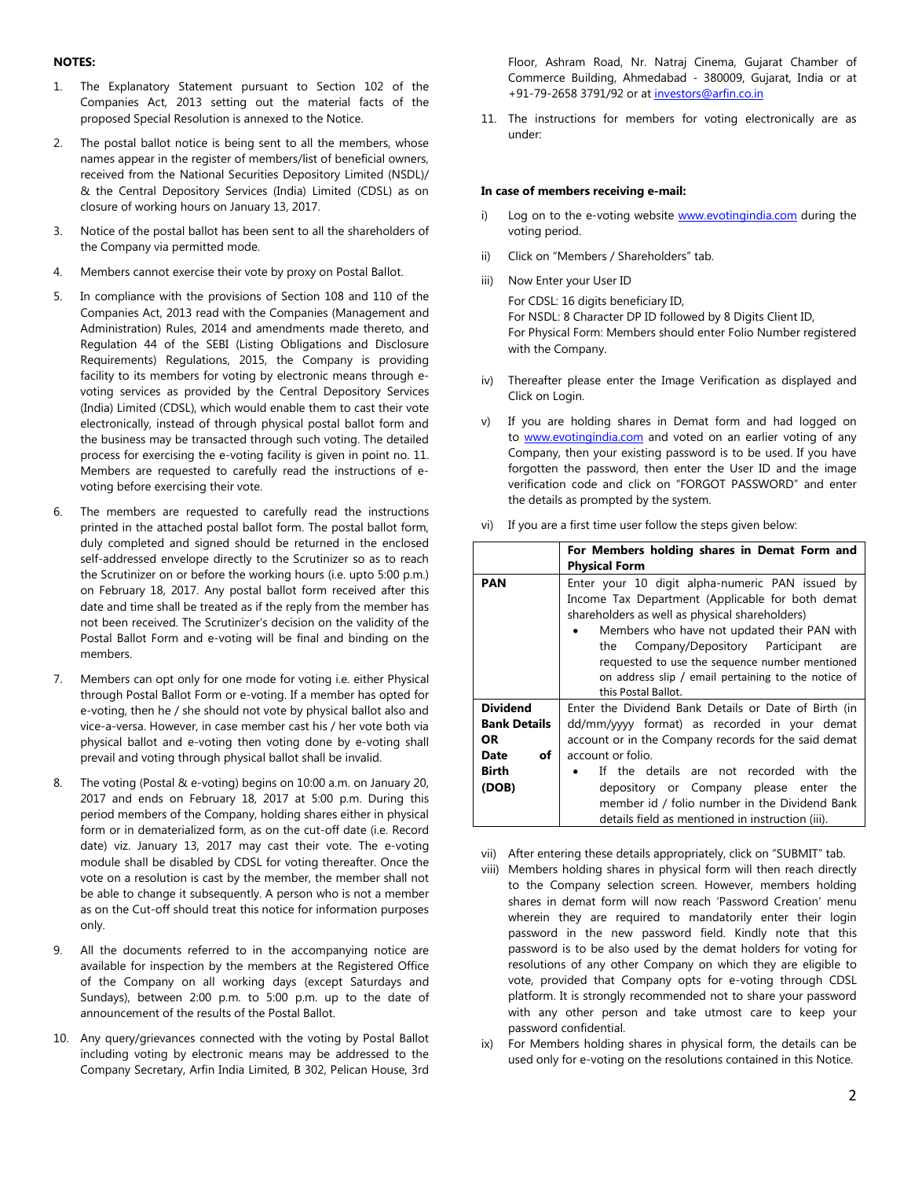**NOTES:**

1. The Explanatory Statement pursuant to Section 102 of the Companies Act, 2013 setting out the material facts of the proposed Special Resolution is annexed to the Notice.

2. The postal ballot notice is being sent to all the members, whose names appear in the register of members/list of beneficial owners, received from the National Securities Depository Limited (NSDL)/ & the Central Depository Services (India) Limited (CDSL) as on closure of working hours on January 13, 2017.

3. Notice of the postal ballot has been sent to all the shareholders of the Company via permitted mode.

4. Members cannot exercise their vote by proxy on Postal Ballot.

5. In compliance with the provisions of Section 108 and 110 of the Companies Act, 2013 read with the Companies (Management and Administration) Rules, 2014 and amendments made thereto, and Regulation 44 of the SEBI (Listing Obligations and Disclosure Requirements) Regulations, 2015, the Company is providing facility to its members for voting by electronic means through e-voting services as provided by the Central Depository Services (India) Limited (CDSL), which would enable them to cast their vote electronically, instead of through physical postal ballot form and the business may be transacted through such voting. The detailed process for exercising the e-voting facility is given in point no. 11. Members are requested to carefully read the instructions of e-voting before exercising their vote.

6. The members are requested to carefully read the instructions printed in the attached postal ballot form. The postal ballot form, duly completed and signed should be returned in the enclosed self-addressed envelope directly to the Scrutinizer so as to reach the Scrutinizer on or before the working hours (i.e. upto 5:00 p.m.) on February 18, 2017. Any postal ballot form received after this date and time shall be treated as if the reply from the member has not been received. The Scrutinizer's decision on the validity of the Postal Ballot Form and e-voting will be final and binding on the members.

7. Members can opt only for one mode for voting i.e. either Physical through Postal Ballot Form or e-voting. If a member has opted for e-voting, then he / she should not vote by physical ballot also and vice-a-versa. However, in case member cast his / her vote both via physical ballot and e-voting then voting done by e-voting shall prevail and voting through physical ballot shall be invalid.

8. The voting (Postal & e-voting) begins on 10:00 a.m. on January 20, 2017 and ends on February 18, 2017 at 5:00 p.m. During this period members of the Company, holding shares either in physical form or in dematerialized form, as on the cut-off date (i.e. Record date) viz. January 13, 2017 may cast their vote. The e-voting module shall be disabled by CDSL for voting thereafter. Once the vote on a resolution is cast by the member, the member shall not be able to change it subsequently. A person who is not a member as on the Cut-off should treat this notice for information purposes only.

9. All the documents referred to in the accompanying notice are available for inspection by the members at the Registered Office of the Company on all working days (except Saturdays and Sundays), between 2:00 p.m. to 5:00 p.m. up to the date of announcement of the results of the Postal Ballot.

10. Any query/grievances connected with the voting by Postal Ballot including voting by electronic means may be addressed to the Company Secretary, Arfin India Limited, B 302, Pelican House, 3rd Floor, Ashram Road, Nr. Natraj Cinema, Gujarat Chamber of Commerce Building, Ahmedabad - 380009, Gujarat, India or at +91-79-2658 3791/92 or at investors@arfin.co.in

11. The instructions for members for voting electronically are as under:

**In case of members receiving e-mail:**

i) Log on to the e-voting website www.evotingindia.com during the voting period.

ii) Click on "Members / Shareholders" tab.

iii) Now Enter your User ID

   For CDSL: 16 digits beneficiary ID,
   For NSDL: 8 Character DP ID followed by 8 Digits Client ID,
   For Physical Form: Members should enter Folio Number registered with the Company.

iv) Thereafter please enter the Image Verification as displayed and Click on Login.

v) If you are holding shares in Demat form and had logged on to www.evotingindia.com and voted on an earlier voting of any Company, then your existing password is to be used. If you have forgotten the password, then enter the User ID and the image verification code and click on "FORGOT PASSWORD" and enter the details as prompted by the system.

vi) If you are a first time user follow the steps given below:

| | For Members holding shares in Demat Form and Physical Form |
|---|---|
| **PAN** | Enter your 10 digit alpha-numeric PAN issued by Income Tax Department (Applicable for both demat shareholders as well as physical shareholders)<br>• Members who have not updated their PAN with the Company/Depository Participant are requested to use the sequence number mentioned on address slip / email pertaining to the notice of this Postal Ballot. |
| **Dividend Bank Details OR Date of Birth (DOB)** | Enter the Dividend Bank Details or Date of Birth (in dd/mm/yyyy format) as recorded in your demat account or in the Company records for the said demat account or folio.<br>• If the details are not recorded with the depository or Company please enter the member id / folio number in the Dividend Bank details field as mentioned in instruction (iii). |

vii) After entering these details appropriately, click on "SUBMIT" tab.

viii) Members holding shares in physical form will then reach directly to the Company selection screen. However, members holding shares in demat form will now reach 'Password Creation' menu wherein they are required to mandatorily enter their login password in the new password field. Kindly note that this password is to be also used by the demat holders for voting for resolutions of any other Company on which they are eligible to vote, provided that Company opts for e-voting through CDSL platform. It is strongly recommended not to share your password with any other person and take utmost care to keep your password confidential.

ix) For Members holding shares in physical form, the details can be used only for e-voting on the resolutions contained in this Notice.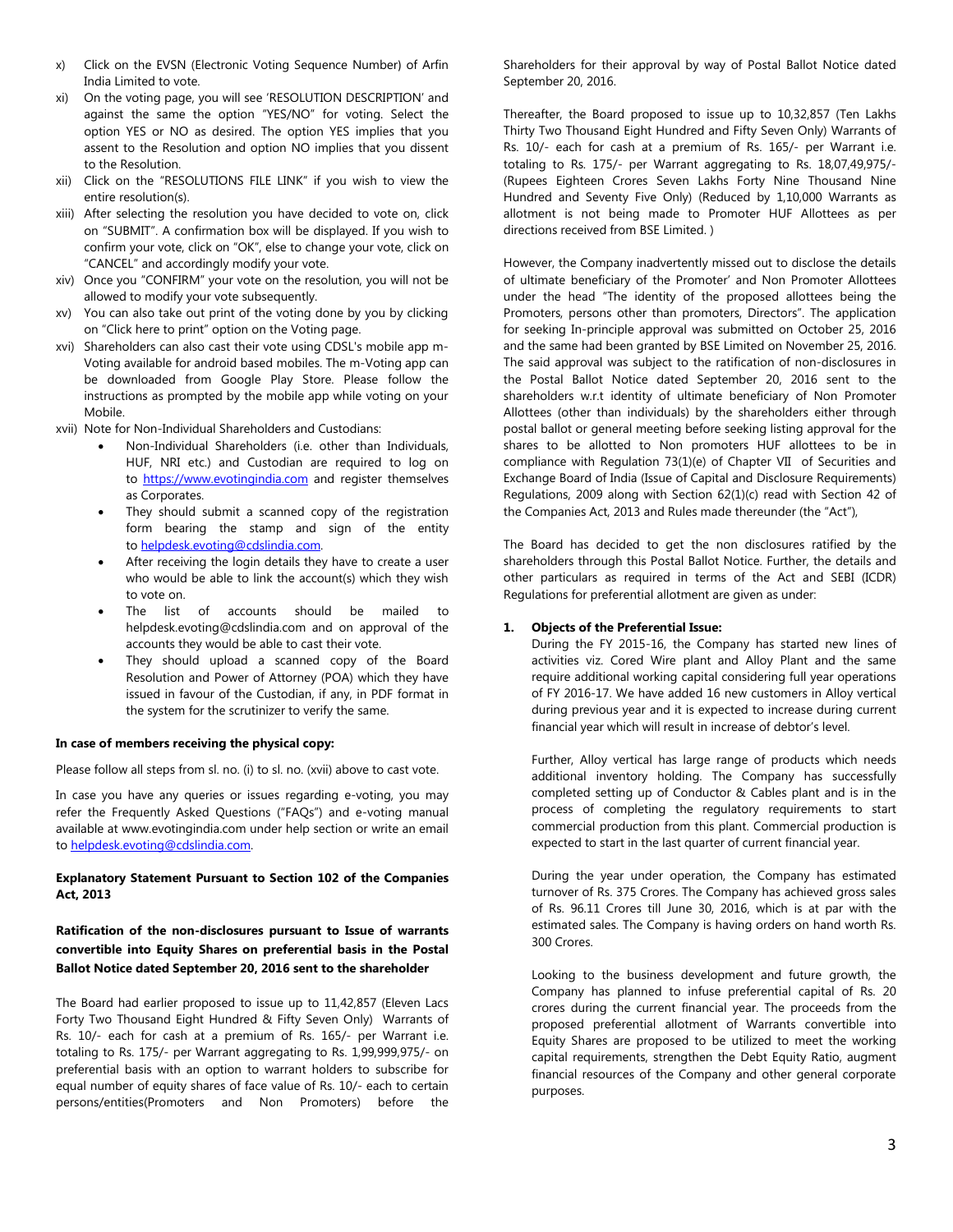x) Click on the EVSN (Electronic Voting Sequence Number) of Arfin India Limited to vote.

xi) On the voting page, you will see 'RESOLUTION DESCRIPTION' and against the same the option "YES/NO" for voting. Select the option YES or NO as desired. The option YES implies that you assent to the Resolution and option NO implies that you dissent to the Resolution.

xii) Click on the "RESOLUTIONS FILE LINK" if you wish to view the entire resolution(s).

xiii) After selecting the resolution you have decided to vote on, click on "SUBMIT". A confirmation box will be displayed. If you wish to confirm your vote, click on "OK", else to change your vote, click on "CANCEL" and accordingly modify your vote.

xiv) Once you "CONFIRM" your vote on the resolution, you will not be allowed to modify your vote subsequently.

xv) You can also take out print of the voting done by you by clicking on "Click here to print" option on the Voting page.

xvi) Shareholders can also cast their vote using CDSL's mobile app m-Voting available for android based mobiles. The m-Voting app can be downloaded from Google Play Store. Please follow the instructions as prompted by the mobile app while voting on your Mobile.

xvii) Note for Non-Individual Shareholders and Custodians:

- Non-Individual Shareholders (i.e. other than Individuals, HUF, NRI etc.) and Custodian are required to log on to https://www.evotingindia.com and register themselves as Corporates.
- They should submit a scanned copy of the registration form bearing the stamp and sign of the entity to helpdesk.evoting@cdslindia.com.
- After receiving the login details they have to create a user who would be able to link the account(s) which they wish to vote on.
- The list of accounts should be mailed to helpdesk.evoting@cdslindia.com and on approval of the accounts they would be able to cast their vote.
- They should upload a scanned copy of the Board Resolution and Power of Attorney (POA) which they have issued in favour of the Custodian, if any, in PDF format in the system for the scrutinizer to verify the same.

**In case of members receiving the physical copy:**

Please follow all steps from sl. no. (i) to sl. no. (xvii) above to cast vote.

In case you have any queries or issues regarding e-voting, you may refer the Frequently Asked Questions ("FAQs") and e-voting manual available at www.evotingindia.com under help section or write an email to helpdesk.evoting@cdslindia.com.

**Explanatory Statement Pursuant to Section 102 of the Companies Act, 2013**

**Ratification of the non-disclosures pursuant to Issue of warrants convertible into Equity Shares on preferential basis in the Postal Ballot Notice dated September 20, 2016 sent to the shareholder**

The Board had earlier proposed to issue up to 11,42,857 (Eleven Lacs Forty Two Thousand Eight Hundred & Fifty Seven Only) Warrants of Rs. 10/- each for cash at a premium of Rs. 165/- per Warrant i.e. totaling to Rs. 175/- per Warrant aggregating to Rs. 1,99,999,975/- on preferential basis with an option to warrant holders to subscribe for equal number of equity shares of face value of Rs. 10/- each to certain persons/entities(Promoters and Non Promoters) before the Shareholders for their approval by way of Postal Ballot Notice dated September 20, 2016.

Thereafter, the Board proposed to issue up to 10,32,857 (Ten Lakhs Thirty Two Thousand Eight Hundred and Fifty Seven Only) Warrants of Rs. 10/- each for cash at a premium of Rs. 165/- per Warrant i.e. totaling to Rs. 175/- per Warrant aggregating to Rs. 18,07,49,975/- (Rupees Eighteen Crores Seven Lakhs Forty Nine Thousand Nine Hundred and Seventy Five Only) (Reduced by 1,10,000 Warrants as allotment is not being made to Promoter HUF Allottees as per directions received from BSE Limited. )

However, the Company inadvertently missed out to disclose the details of ultimate beneficiary of the Promoter' and Non Promoter Allottees under the head "The identity of the proposed allottees being the Promoters, persons other than promoters, Directors". The application for seeking In-principle approval was submitted on October 25, 2016 and the same had been granted by BSE Limited on November 25, 2016. The said approval was subject to the ratification of non-disclosures in the Postal Ballot Notice dated September 20, 2016 sent to the shareholders w.r.t identity of ultimate beneficiary of Non Promoter Allottees (other than individuals) by the shareholders either through postal ballot or general meeting before seeking listing approval for the shares to be allotted to Non promoters HUF allottees to be in compliance with Regulation 73(1)(e) of Chapter VII of Securities and Exchange Board of India (Issue of Capital and Disclosure Requirements) Regulations, 2009 along with Section 62(1)(c) read with Section 42 of the Companies Act, 2013 and Rules made thereunder (the "Act"),

The Board has decided to get the non disclosures ratified by the shareholders through this Postal Ballot Notice. Further, the details and other particulars as required in terms of the Act and SEBI (ICDR) Regulations for preferential allotment are given as under:

1. **Objects of the Preferential Issue:**

   During the FY 2015-16, the Company has started new lines of activities viz. Cored Wire plant and Alloy Plant and the same require additional working capital considering full year operations of FY 2016-17. We have added 16 new customers in Alloy vertical during previous year and it is expected to increase during current financial year which will result in increase of debtor's level.

   Further, Alloy vertical has large range of products which needs additional inventory holding. The Company has successfully completed setting up of Conductor & Cables plant and is in the process of completing the regulatory requirements to start commercial production from this plant. Commercial production is expected to start in the last quarter of current financial year.

   During the year under operation, the Company has estimated turnover of Rs. 375 Crores. The Company has achieved gross sales of Rs. 96.11 Crores till June 30, 2016, which is at par with the estimated sales. The Company is having orders on hand worth Rs. 300 Crores.

   Looking to the business development and future growth, the Company has planned to infuse preferential capital of Rs. 20 crores during the current financial year. The proceeds from the proposed preferential allotment of Warrants convertible into Equity Shares are proposed to be utilized to meet the working capital requirements, strengthen the Debt Equity Ratio, augment financial resources of the Company and other general corporate purposes.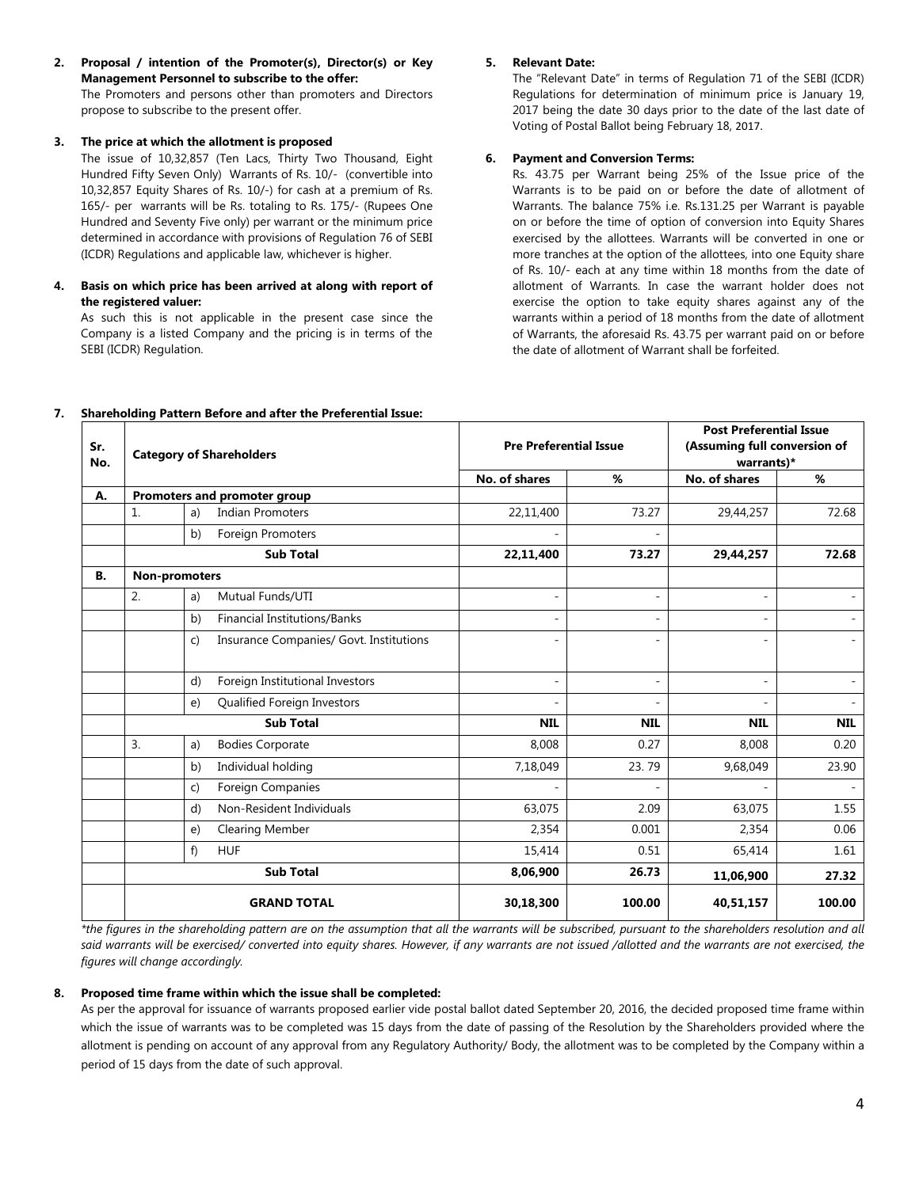2. **Proposal / intention of the Promoter(s), Director(s) or Key Management Personnel to subscribe to the offer:**
   The Promoters and persons other than promoters and Directors propose to subscribe to the present offer.

3. **The price at which the allotment is proposed**
   The issue of 10,32,857 (Ten Lacs, Thirty Two Thousand, Eight Hundred Fifty Seven Only) Warrants of Rs. 10/- (convertible into 10,32,857 Equity Shares of Rs. 10/-) for cash at a premium of Rs. 165/- per warrants will be Rs. totaling to Rs. 175/- (Rupees One Hundred and Seventy Five only) per warrant or the minimum price determined in accordance with provisions of Regulation 76 of SEBI (ICDR) Regulations and applicable law, whichever is higher.

4. **Basis on which price has been arrived at along with report of the registered valuer:**
   As such this is not applicable in the present case since the Company is a listed Company and the pricing is in terms of the SEBI (ICDR) Regulation.

5. **Relevant Date:**
   The "Relevant Date" in terms of Regulation 71 of the SEBI (ICDR) Regulations for determination of minimum price is January 19, 2017 being the date 30 days prior to the date of the last date of Voting of Postal Ballot being February 18, 2017.

6. **Payment and Conversion Terms:**
   Rs. 43.75 per Warrant being 25% of the Issue price of the Warrants is to be paid on or before the date of allotment of Warrants. The balance 75% i.e. Rs.131.25 per Warrant is payable on or before the time of option of conversion into Equity Shares exercised by the allottees. Warrants will be converted in one or more tranches at the option of the allottees, into one Equity share of Rs. 10/- each at any time within 18 months from the date of allotment of Warrants. In case the warrant holder does not exercise the option to take equity shares against any of the warrants within a period of 18 months from the date of allotment of Warrants, the aforesaid Rs. 43.75 per warrant paid on or before the date of allotment of Warrant shall be forfeited.

7. **Shareholding Pattern Before and after the Preferential Issue:**

| Sr. No. | Category of Shareholders | | | Pre Preferential Issue | | Post Preferential Issue (Assuming full conversion of warrants)* | |
|---|---|---|---|---|---|---|---|
| | | | | No. of shares | % | No. of shares | % |
| **A.** | **Promoters and promoter group** | | | | | | |
| | 1. | a) | Indian Promoters | 22,11,400 | 73.27 | 29,44,257 | 72.68 |
| | | b) | Foreign Promoters | - | - | | |
| | | | **Sub Total** | **22,11,400** | **73.27** | **29,44,257** | **72.68** |
| **B.** | **Non-promoters** | | | | | | |
| | 2. | a) | Mutual Funds/UTI | - | - | - | - |
| | | b) | Financial Institutions/Banks | - | - | - | - |
| | | c) | Insurance Companies/ Govt. Institutions | - | - | - | - |
| | | d) | Foreign Institutional Investors | - | - | - | - |
| | | e) | Qualified Foreign Investors | - | - | - | - |
| | | | **Sub Total** | **NIL** | **NIL** | **NIL** | **NIL** |
| | 3. | a) | Bodies Corporate | 8,008 | 0.27 | 8,008 | 0.20 |
| | | b) | Individual holding | 7,18,049 | 23. 79 | 9,68,049 | 23.90 |
| | | c) | Foreign Companies | - | - | - | - |
| | | d) | Non-Resident Individuals | 63,075 | 2.09 | 63,075 | 1.55 |
| | | e) | Clearing Member | 2,354 | 0.001 | 2,354 | 0.06 |
| | | f) | HUF | 15,414 | 0.51 | 65,414 | 1.61 |
| | | | **Sub Total** | **8,06,900** | **26.73** | **11,06,900** | **27.32** |
| | | | **GRAND TOTAL** | **30,18,300** | **100.00** | **40,51,157** | **100.00** |

*\*the figures in the shareholding pattern are on the assumption that all the warrants will be subscribed, pursuant to the shareholders resolution and all said warrants will be exercised/ converted into equity shares. However, if any warrants are not issued /allotted and the warrants are not exercised, the figures will change accordingly.*

8. **Proposed time frame within which the issue shall be completed:**
   As per the approval for issuance of warrants proposed earlier vide postal ballot dated September 20, 2016, the decided proposed time frame within which the issue of warrants was to be completed was 15 days from the date of passing of the Resolution by the Shareholders provided where the allotment is pending on account of any approval from any Regulatory Authority/ Body, the allotment was to be completed by the Company within a period of 15 days from the date of such approval.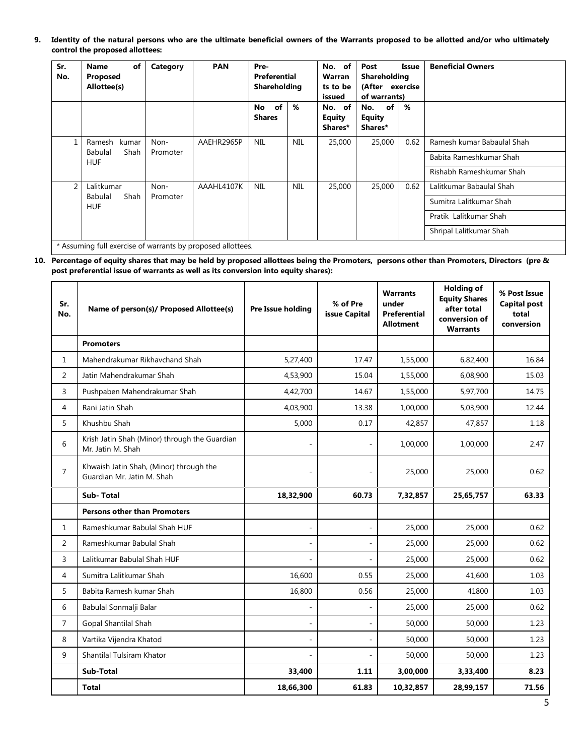**9. Identity of the natural persons who are the ultimate beneficial owners of the Warrants proposed to be allotted and/or who ultimately control the proposed allottees:**

| Sr. No. | Name of Proposed Allottee(s) | Category | PAN | Pre-Preferential Shareholding | | No. of Warrants to be issued | Post Issue Shareholding (After exercise of warrants) | | Beneficial Owners |
|---|---|---|---|---|---|---|---|---|---|
| | | | | No of Shares | % | No. of Equity Shares* | No. of Equity Shares* | % | |
| 1 | Ramesh kumar Babulal Shah HUF | Non-Promoter | AAEHR2965P | NIL | NIL | 25,000 | 25,000 | 0.62 | Ramesh kumar Babaulal Shah |
| | | | | | | | | | Babita Rameshkumar Shah |
| | | | | | | | | | Rishabh Rameshkumar Shah |
| 2 | Lalitkumar Babulal Shah HUF | Non-Promoter | AAAHL4107K | NIL | NIL | 25,000 | 25,000 | 0.62 | Lalitkumar Babaulal Shah |
| | | | | | | | | | Sumitra Lalitkumar Shah |
| | | | | | | | | | Pratik Lalitkumar Shah |
| | | | | | | | | | Shripal Lalitkumar Shah |

\* Assuming full exercise of warrants by proposed allottees.

**10. Percentage of equity shares that may be held by proposed allottees being the Promoters, persons other than Promoters, Directors (pre & post preferential issue of warrants as well as its conversion into equity shares):**

| Sr. No. | Name of person(s)/ Proposed Allottee(s) | Pre Issue holding | % of Pre issue Capital | Warrants under Preferential Allotment | Holding of Equity Shares after total conversion of Warrants | % Post Issue Capital post total conversion |
|---|---|---|---|---|---|---|
| | **Promoters** | | | | | |
| 1 | Mahendrakumar Rikhavchand Shah | 5,27,400 | 17.47 | 1,55,000 | 6,82,400 | 16.84 |
| 2 | Jatin Mahendrakumar Shah | 4,53,900 | 15.04 | 1,55,000 | 6,08,900 | 15.03 |
| 3 | Pushpaben Mahendrakumar Shah | 4,42,700 | 14.67 | 1,55,000 | 5,97,700 | 14.75 |
| 4 | Rani Jatin Shah | 4,03,900 | 13.38 | 1,00,000 | 5,03,900 | 12.44 |
| 5 | Khushbu Shah | 5,000 | 0.17 | 42,857 | 47,857 | 1.18 |
| 6 | Krish Jatin Shah (Minor) through the Guardian Mr. Jatin M. Shah | - | - | 1,00,000 | 1,00,000 | 2.47 |
| 7 | Khwaish Jatin Shah, (Minor) through the Guardian Mr. Jatin M. Shah | - | - | 25,000 | 25,000 | 0.62 |
| | **Sub- Total** | **18,32,900** | **60.73** | **7,32,857** | **25,65,757** | **63.33** |
| | **Persons other than Promoters** | | | | | |
| 1 | Rameshkumar Babulal Shah HUF | - | - | 25,000 | 25,000 | 0.62 |
| 2 | Rameshkumar Babulal Shah | - | - | 25,000 | 25,000 | 0.62 |
| 3 | Lalitkumar Babulal Shah HUF | - | - | 25,000 | 25,000 | 0.62 |
| 4 | Sumitra Lalitkumar Shah | 16,600 | 0.55 | 25,000 | 41,600 | 1.03 |
| 5 | Babita Ramesh kumar Shah | 16,800 | 0.56 | 25,000 | 41800 | 1.03 |
| 6 | Babulal Sonmalji Balar | - | - | 25,000 | 25,000 | 0.62 |
| 7 | Gopal Shantilal Shah | - | - | 50,000 | 50,000 | 1.23 |
| 8 | Vartika Vijendra Khatod | - | - | 50,000 | 50,000 | 1.23 |
| 9 | Shantilal Tulsiram Khator | - | - | 50,000 | 50,000 | 1.23 |
| | **Sub-Total** | **33,400** | **1.11** | **3,00,000** | **3,33,400** | **8.23** |
| | **Total** | **18,66,300** | **61.83** | **10,32,857** | **28,99,157** | **71.56** |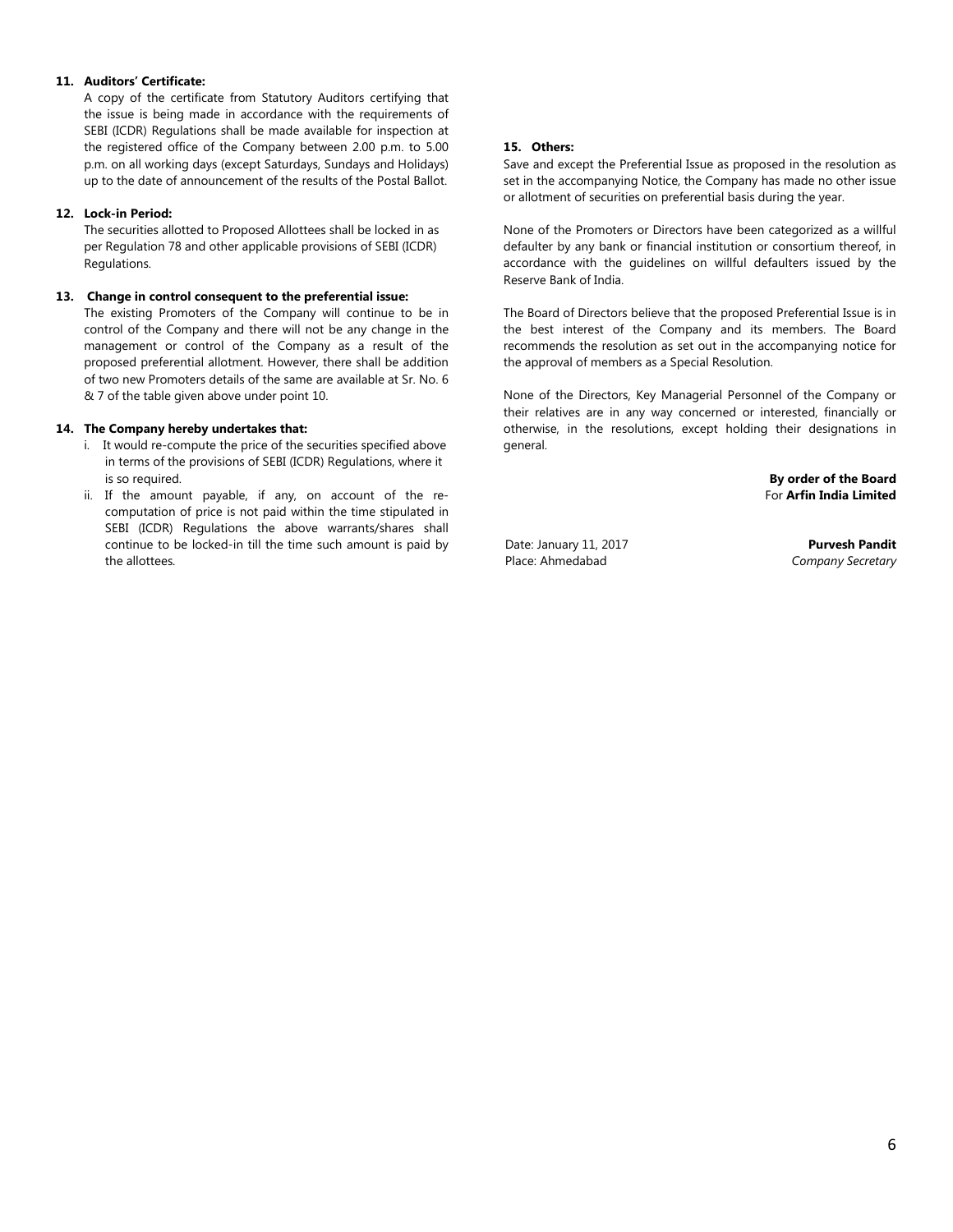**11. Auditors' Certificate:**

A copy of the certificate from Statutory Auditors certifying that the issue is being made in accordance with the requirements of SEBI (ICDR) Regulations shall be made available for inspection at the registered office of the Company between 2.00 p.m. to 5.00 p.m. on all working days (except Saturdays, Sundays and Holidays) up to the date of announcement of the results of the Postal Ballot.

**12. Lock-in Period:**

The securities allotted to Proposed Allottees shall be locked in as per Regulation 78 and other applicable provisions of SEBI (ICDR) Regulations.

**13. Change in control consequent to the preferential issue:**

The existing Promoters of the Company will continue to be in control of the Company and there will not be any change in the management or control of the Company as a result of the proposed preferential allotment. However, there shall be addition of two new Promoters details of the same are available at Sr. No. 6 & 7 of the table given above under point 10.

**14. The Company hereby undertakes that:**

i. It would re-compute the price of the securities specified above in terms of the provisions of SEBI (ICDR) Regulations, where it is so required.

ii. If the amount payable, if any, on account of the re-computation of price is not paid within the time stipulated in SEBI (ICDR) Regulations the above warrants/shares shall continue to be locked-in till the time such amount is paid by the allottees.

**15. Others:**

Save and except the Preferential Issue as proposed in the resolution as set in the accompanying Notice, the Company has made no other issue or allotment of securities on preferential basis during the year.

None of the Promoters or Directors have been categorized as a willful defaulter by any bank or financial institution or consortium thereof, in accordance with the guidelines on willful defaulters issued by the Reserve Bank of India.

The Board of Directors believe that the proposed Preferential Issue is in the best interest of the Company and its members. The Board recommends the resolution as set out in the accompanying notice for the approval of members as a Special Resolution.

None of the Directors, Key Managerial Personnel of the Company or their relatives are in any way concerned or interested, financially or otherwise, in the resolutions, except holding their designations in general.

**By order of the Board**
For **Arfin India Limited**

Date: January 11, 2017
Place: Ahmedabad

**Purvesh Pandit**
*Company Secretary*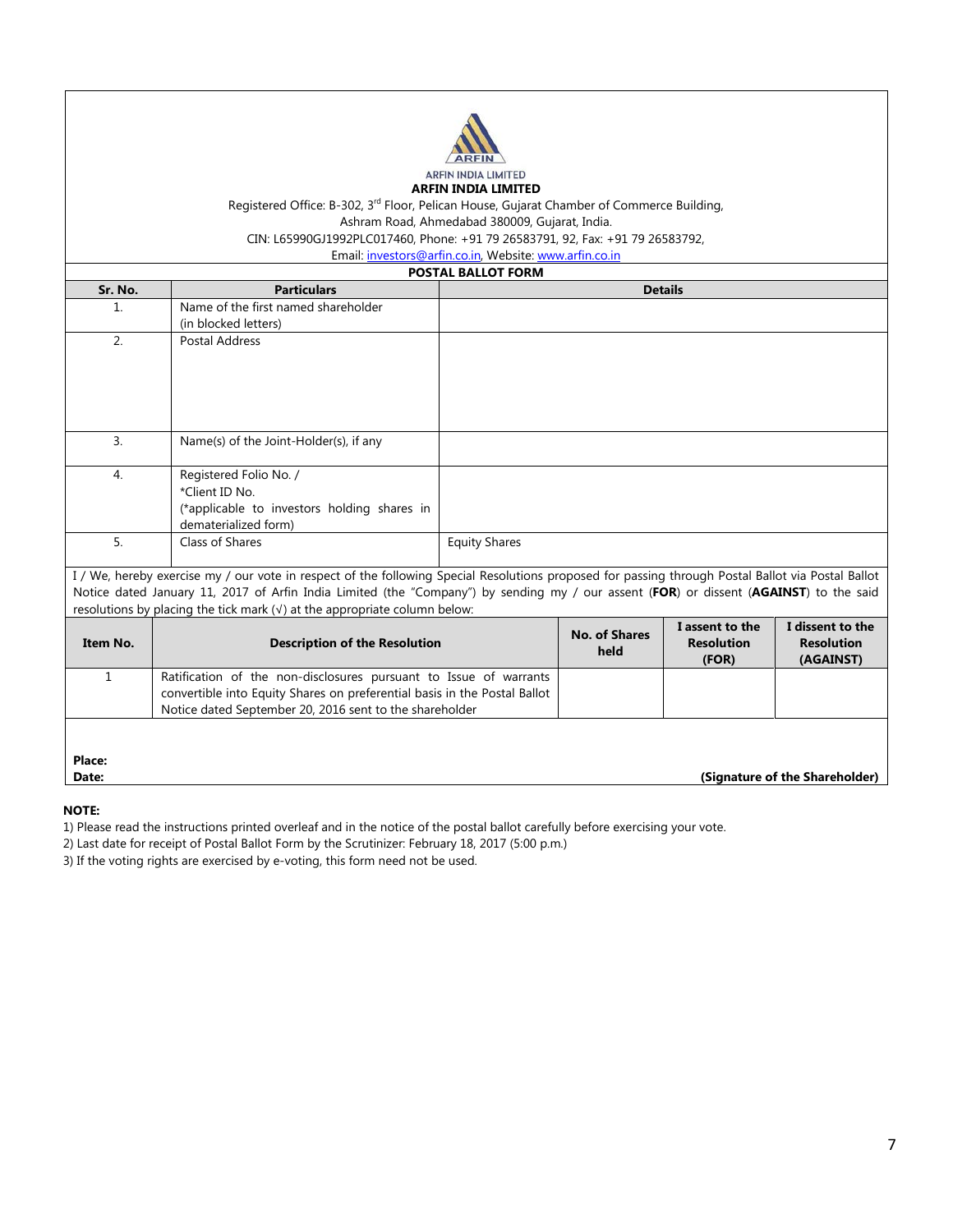ARFIN INDIA LIMITED

**ARFIN INDIA LIMITED**

Registered Office: B-302, 3rd Floor, Pelican House, Gujarat Chamber of Commerce Building, Ashram Road, Ahmedabad 380009, Gujarat, India.

CIN: L65990GJ1992PLC017460, Phone: +91 79 26583791, 92, Fax: +91 79 26583792,

Email: investors@arfin.co.in, Website: www.arfin.co.in

**POSTAL BALLOT FORM**

| Sr. No. | Particulars | Details |
|---|---|---|
| 1. | Name of the first named shareholder (in blocked letters) | |
| 2. | Postal Address | |
| 3. | Name(s) of the Joint-Holder(s), if any | |
| 4. | Registered Folio No. / *Client ID No. (*applicable to investors holding shares in dematerialized form) | |
| 5. | Class of Shares | Equity Shares |

I / We, hereby exercise my / our vote in respect of the following Special Resolutions proposed for passing through Postal Ballot via Postal Ballot Notice dated January 11, 2017 of Arfin India Limited (the "Company") by sending my / our assent (**FOR**) or dissent (**AGAINST**) to the said resolutions by placing the tick mark (√) at the appropriate column below:

| Item No. | Description of the Resolution | No. of Shares held | I assent to the Resolution (FOR) | I dissent to the Resolution (AGAINST) |
|---|---|---|---|---|
| 1 | Ratification of the non-disclosures pursuant to Issue of warrants convertible into Equity Shares on preferential basis in the Postal Ballot Notice dated September 20, 2016 sent to the shareholder | | | |

**Place:**

**Date:** **(Signature of the Shareholder)**

**NOTE:**

1) Please read the instructions printed overleaf and in the notice of the postal ballot carefully before exercising your vote.

2) Last date for receipt of Postal Ballot Form by the Scrutinizer: February 18, 2017 (5:00 p.m.)

3) If the voting rights are exercised by e-voting, this form need not be used.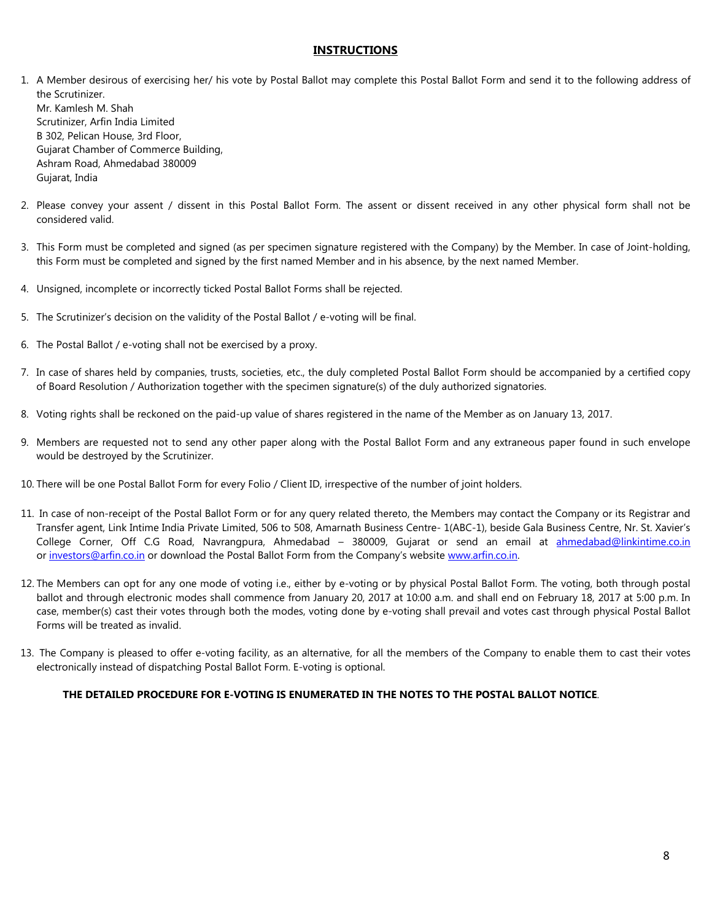## INSTRUCTIONS

1. A Member desirous of exercising her/ his vote by Postal Ballot may complete this Postal Ballot Form and send it to the following address of the Scrutinizer.
   Mr. Kamlesh M. Shah
   Scrutinizer, Arfin India Limited
   B 302, Pelican House, 3rd Floor,
   Gujarat Chamber of Commerce Building,
   Ashram Road, Ahmedabad 380009
   Gujarat, India

2. Please convey your assent / dissent in this Postal Ballot Form. The assent or dissent received in any other physical form shall not be considered valid.

3. This Form must be completed and signed (as per specimen signature registered with the Company) by the Member. In case of Joint-holding, this Form must be completed and signed by the first named Member and in his absence, by the next named Member.

4. Unsigned, incomplete or incorrectly ticked Postal Ballot Forms shall be rejected.

5. The Scrutinizer's decision on the validity of the Postal Ballot / e-voting will be final.

6. The Postal Ballot / e-voting shall not be exercised by a proxy.

7. In case of shares held by companies, trusts, societies, etc., the duly completed Postal Ballot Form should be accompanied by a certified copy of Board Resolution / Authorization together with the specimen signature(s) of the duly authorized signatories.

8. Voting rights shall be reckoned on the paid-up value of shares registered in the name of the Member as on January 13, 2017.

9. Members are requested not to send any other paper along with the Postal Ballot Form and any extraneous paper found in such envelope would be destroyed by the Scrutinizer.

10. There will be one Postal Ballot Form for every Folio / Client ID, irrespective of the number of joint holders.

11. In case of non-receipt of the Postal Ballot Form or for any query related thereto, the Members may contact the Company or its Registrar and Transfer agent, Link Intime India Private Limited, 506 to 508, Amarnath Business Centre- 1(ABC-1), beside Gala Business Centre, Nr. St. Xavier's College Corner, Off C.G Road, Navrangpura, Ahmedabad – 380009, Gujarat or send an email at ahmedabad@linkintime.co.in or investors@arfin.co.in or download the Postal Ballot Form from the Company's website www.arfin.co.in.

12. The Members can opt for any one mode of voting i.e., either by e-voting or by physical Postal Ballot Form. The voting, both through postal ballot and through electronic modes shall commence from January 20, 2017 at 10:00 a.m. and shall end on February 18, 2017 at 5:00 p.m. In case, member(s) cast their votes through both the modes, voting done by e-voting shall prevail and votes cast through physical Postal Ballot Forms will be treated as invalid.

13. The Company is pleased to offer e-voting facility, as an alternative, for all the members of the Company to enable them to cast their votes electronically instead of dispatching Postal Ballot Form. E-voting is optional.

**THE DETAILED PROCEDURE FOR E-VOTING IS ENUMERATED IN THE NOTES TO THE POSTAL BALLOT NOTICE**.